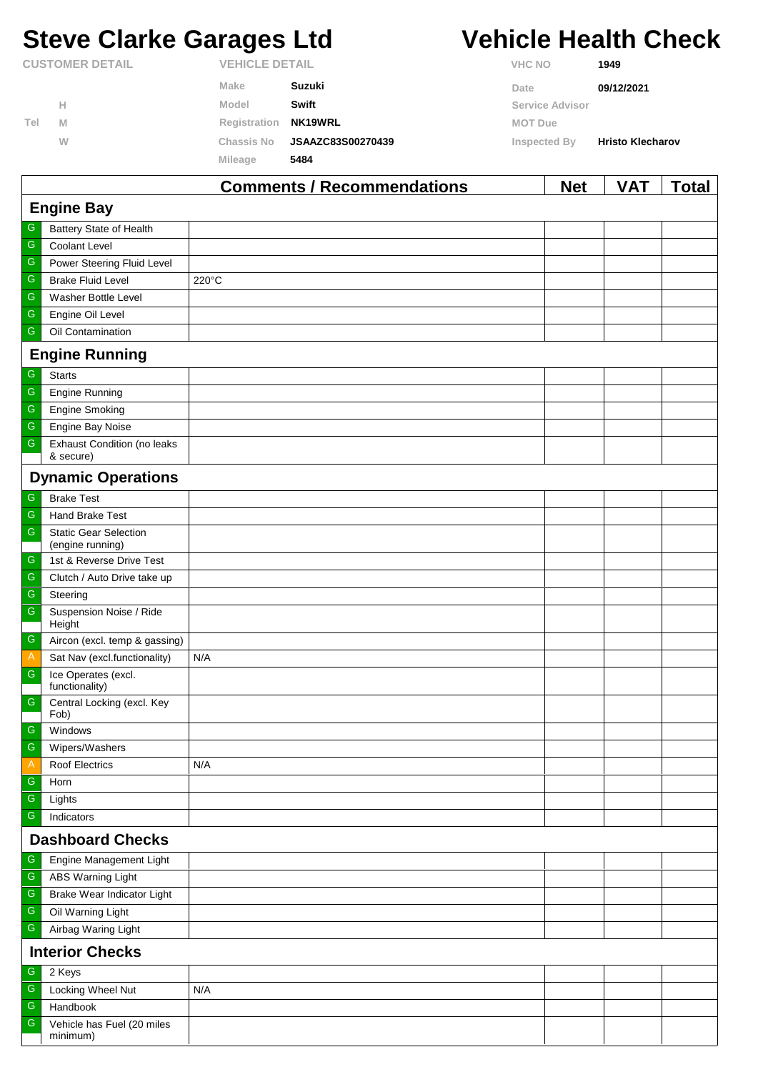# Steve Clarke Garages Ltd

# Vehicle Health Check

| CUSTOMER DETAIL | | VEHICLE DETAIL | | VHC NO | 1949 |
|---|---|---|---|---|---|
| | | Make | Suzuki | Date | 09/12/2021 |
| | H | Model | Swift | Service Advisor | |
| Tel | M | Registration | NK19WRL | MOT Due | |
| | W | Chassis No | JSAAZC83S00270439 | Inspected By | Hristo Klecharov |
| | | Mileage | 5484 | | |

| | | Comments / Recommendations | Net | VAT | Total |
|---|---|---|---|---|---|
| **Engine Bay** | | | | | |
| G | Battery State of Health | | | | |
| G | Coolant Level | | | | |
| G | Power Steering Fluid Level | | | | |
| G | Brake Fluid Level | 220°C | | | |
| G | Washer Bottle Level | | | | |
| G | Engine Oil Level | | | | |
| G | Oil Contamination | | | | |
| **Engine Running** | | | | | |
| G | Starts | | | | |
| G | Engine Running | | | | |
| G | Engine Smoking | | | | |
| G | Engine Bay Noise | | | | |
| G | Exhaust Condition (no leaks & secure) | | | | |
| **Dynamic Operations** | | | | | |
| G | Brake Test | | | | |
| G | Hand Brake Test | | | | |
| G | Static Gear Selection (engine running) | | | | |
| G | 1st & Reverse Drive Test | | | | |
| G | Clutch / Auto Drive take up | | | | |
| G | Steering | | | | |
| G | Suspension Noise / Ride Height | | | | |
| G | Aircon (excl. temp & gassing) | | | | |
| A | Sat Nav (excl.functionality) | N/A | | | |
| G | Ice Operates (excl. functionality) | | | | |
| G | Central Locking (excl. Key Fob) | | | | |
| G | Windows | | | | |
| G | Wipers/Washers | | | | |
| A | Roof Electrics | N/A | | | |
| G | Horn | | | | |
| G | Lights | | | | |
| G | Indicators | | | | |
| **Dashboard Checks** | | | | | |
| G | Engine Management Light | | | | |
| G | ABS Warning Light | | | | |
| G | Brake Wear Indicator Light | | | | |
| G | Oil Warning Light | | | | |
| G | Airbag Waring Light | | | | |
| **Interior Checks** | | | | | |
| G | 2 Keys | | | | |
| G | Locking Wheel Nut | N/A | | | |
| G | Handbook | | | | |
| G | Vehicle has Fuel (20 miles minimum) | | | | |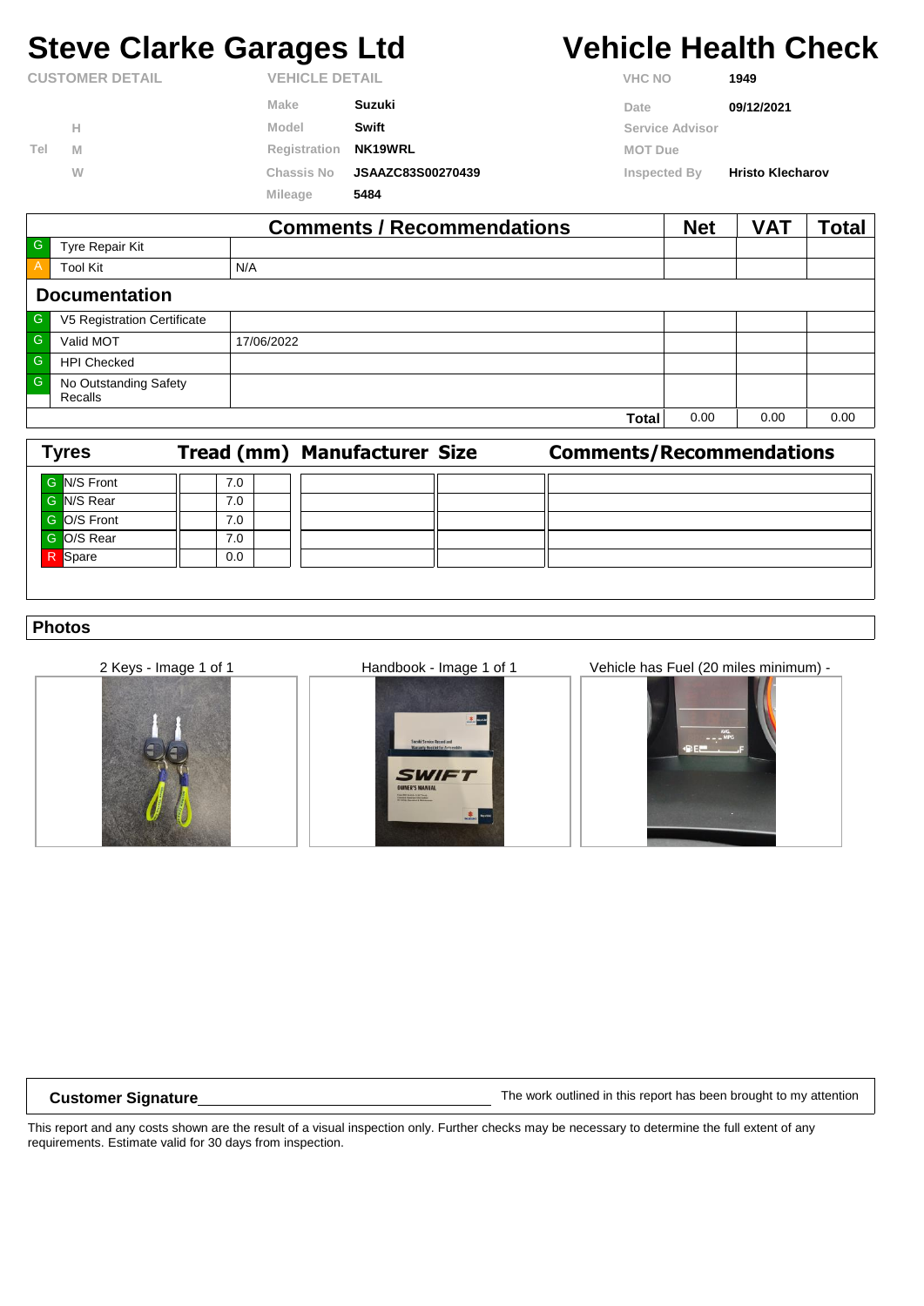# Steve Clarke Garages Ltd

# Vehicle Health Check

| CUSTOMER DETAIL | | VEHICLE DETAIL | | | |
|---|---|---|---|---|---|
| | H | Make | Suzuki | VHC NO | 1949 |
| Tel | M | Model | Swift | Date | 09/12/2021 |
| | W | Registration | NK19WRL | Service Advisor | |
| | | Chassis No | JSAAZC83S00270439 | MOT Due | |
| | | Mileage | 5484 | Inspected By | Hristo Klecharov |

| | | Comments / Recommendations | Net | VAT | Total |
|---|---|---|---|---|---|
| G | Tyre Repair Kit | | | | |
| A | Tool Kit | N/A | | | |
| **Documentation** | | | | | |
| G | V5 Registration Certificate | | | | |
| G | Valid MOT | 17/06/2022 | | | |
| G | HPI Checked | | | | |
| G | No Outstanding Safety Recalls | | | | |
| | | **Total** | 0.00 | 0.00 | 0.00 |

| | Tyres | Tread (mm) | Manufacturer | Size | Comments/Recommendations |
|---|---|---|---|---|---|
| G | N/S Front | 7.0 | | | |
| G | N/S Rear | 7.0 | | | |
| G | O/S Front | 7.0 | | | |
| G | O/S Rear | 7.0 | | | |
| R | Spare | 0.0 | | | |

## Photos

2 Keys - Image 1 of 1

Handbook - Image 1 of 1

Vehicle has Fuel (20 miles minimum) -

**Customer Signature**\_\_\_\_\_\_\_\_\_\_\_\_\_\_\_\_\_\_\_\_\_\_\_\_\_\_\_\_\_\_\_\_\_ The work outlined in this report has been brought to my attention

This report and any costs shown are the result of a visual inspection only. Further checks may be necessary to determine the full extent of any requirements. Estimate valid for 30 days from inspection.